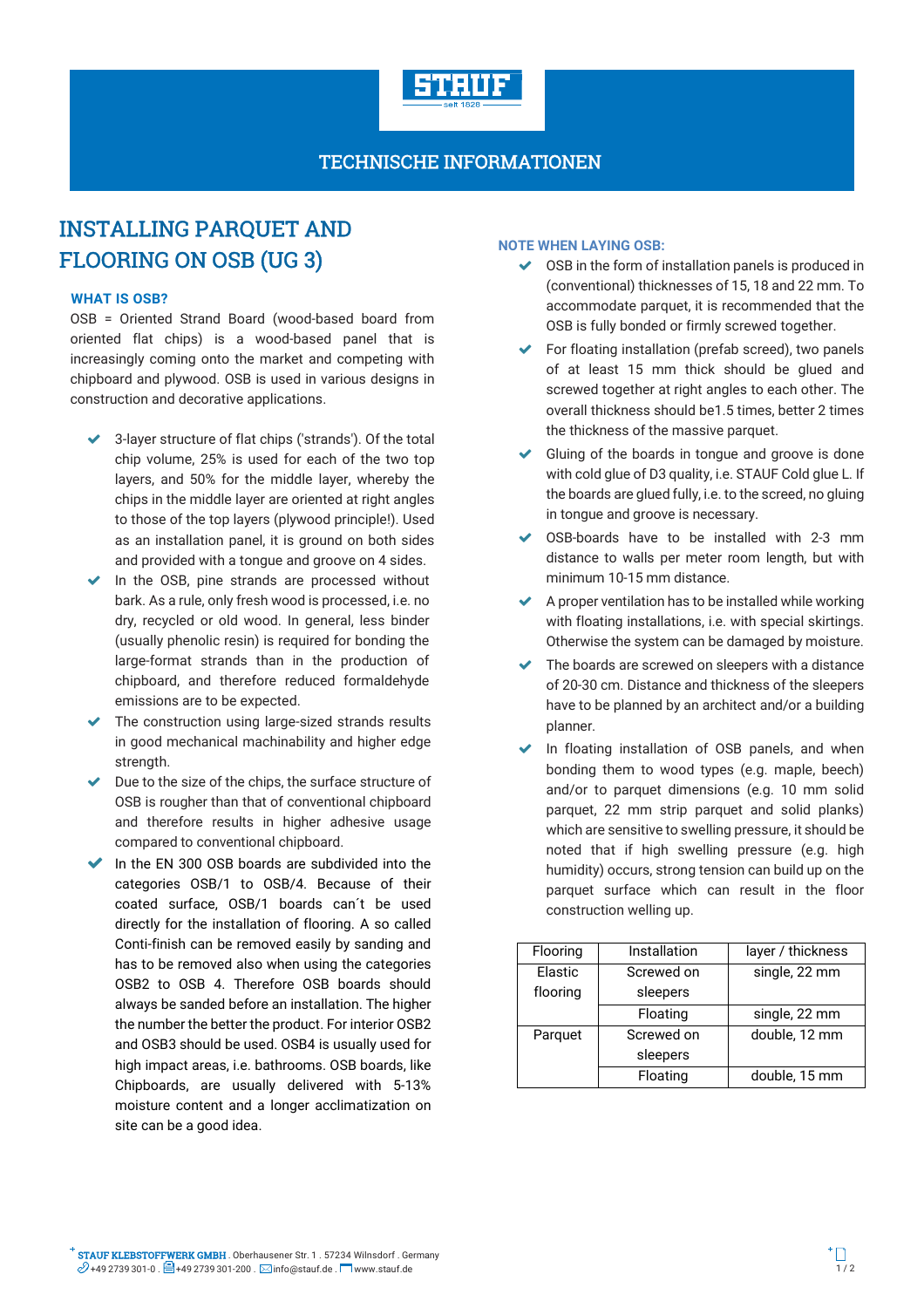TECHNISCHE INFORMATIONEN

# INSTALLING PARQUET AND FLOORING ON OSB (UG 3)

### WHAT IS OSB?

OSB = Oriented Strand Board (wood-based board from oriented flat chips) is a wood-based panel that is increasingly coming onto the market and competing with chipboard and plywood. OSB is used in various designs in construction and decorative applications.

- 3-layer structure of flat chips ('strands'). Of the total chip volume, 25% is used for each of the two top layers, and 50% for the middle layer, whereby the chips in the middle layer are oriented at right angles to those of the top layers (plywood principle!). Used as an installation panel, it is ground on both sides and provided with a tongue and groove on 4 sides.
- In the OSB, pine strands are processed without bark. As a rule, only fresh wood is processed, i.e. no dry, recycled or old wood. In general, less binder (usually phenolic resin) is required for bonding the large-format strands than in the production of chipboard, and therefore reduced formaldehyde emissions are to be expected.
- The construction using large-sized strands results in good mechanical machinability and higher edge strength.
- Due to the size of the chips, the surface structure of OSB is rougher than that of conventional chipboard and therefore results in higher adhesive usage compared to conventional chipboard.
- In the EN 300 OSB boards are subdivided into the categories OSB/1 to OSB/4. Because of their coated surface, OSB/1 boards can´t be used directly for the installation of flooring. A so called Conti-finish can be removed easily by sanding and has to be removed also when using the categories OSB2 to OSB 4. Therefore OSB boards should always be sanded before an installation. The higher the number the better the product. For interior OSB2 and OSB3 should be used. OSB4 is usually used for high impact areas, i.e. bathrooms. OSB boards, like Chipboards, are usually delivered with 5-13% moisture content and a longer acclimatization on site can be a good idea.

### NOTE WHEN LAYING OSB:

- OSB in the form of installation panels is produced in (conventional) thicknesses of 15, 18 and 22 mm. To accommodate parquet, it is recommended that the OSB is fully bonded or firmly screwed together.
- For floating installation (prefab screed), two panels of at least 15 mm thick should be glued and screwed together at right angles to each other. The overall thickness should be1.5 times, better 2 times the thickness of the massive parquet.
- Gluing of the boards in tongue and groove is done with cold glue of D3 quality, i.e. STAUF Cold glue L. If the boards are glued fully, i.e. to the screed, no gluing in tongue and groove is necessary.
- OSB-boards have to be installed with 2-3 mm distance to walls per meter room length, but with minimum 10-15 mm distance.
- A proper ventilation has to be installed while working with floating installations, i.e. with special skirtings. Otherwise the system can be damaged by moisture.
- The boards are screwed on sleepers with a distance of 20-30 cm. Distance and thickness of the sleepers have to be planned by an architect and/or a building planner.
- In floating installation of OSB panels, and when bonding them to wood types (e.g. maple, beech) and/or to parquet dimensions (e.g. 10 mm solid parquet, 22 mm strip parquet and solid planks) which are sensitive to swelling pressure, it should be noted that if high swelling pressure (e.g. high humidity) occurs, strong tension can build up on the parquet surface which can result in the floor construction welling up.

| Flooring | Installation | layer / thickness |
|---|---|---|
| Elastic flooring | Screwed on sleepers | single, 22 mm |
| | Floating | single, 22 mm |
| Parquet | Screwed on sleepers | double, 12 mm |
| | Floating | double, 15 mm |

**STAUF KLEBSTOFFWERK GMBH** . Oberhausener Str. 1 . 57234 Wilnsdorf . Germany
+49 2739 301-0 . +49 2739 301-200 . info@stauf.de . www.stauf.de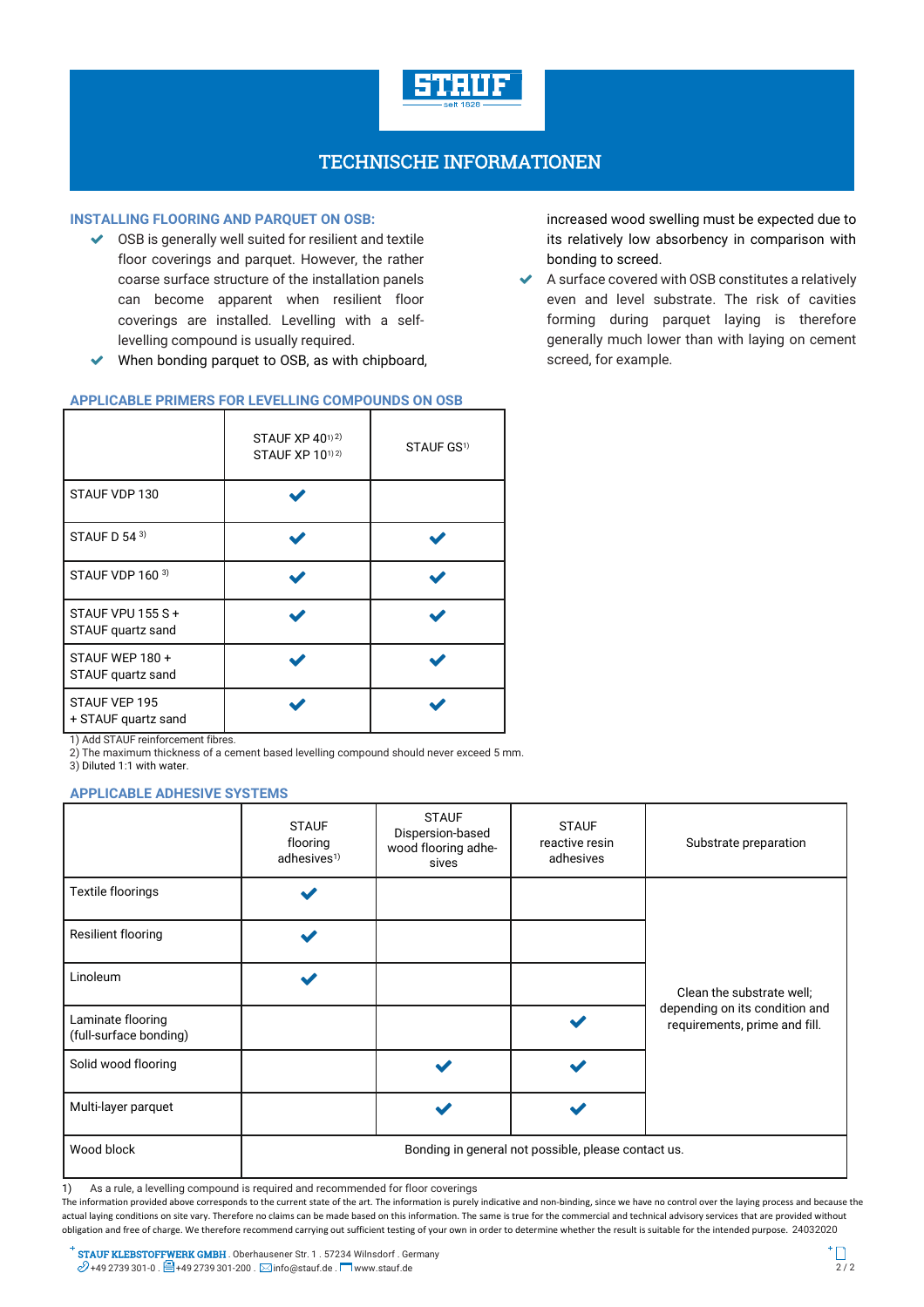# TECHNISCHE INFORMATIONEN

## INSTALLING FLOORING AND PARQUET ON OSB:

- ✔ OSB is generally well suited for resilient and textile floor coverings and parquet. However, the rather coarse surface structure of the installation panels can become apparent when resilient floor coverings are installed. Levelling with a self-levelling compound is usually required.
- ✔ When bonding parquet to OSB, as with chipboard, increased wood swelling must be expected due to its relatively low absorbency in comparison with bonding to screed.
- ✔ A surface covered with OSB constitutes a relatively even and level substrate. The risk of cavities forming during parquet laying is therefore generally much lower than with laying on cement screed, for example.

## APPLICABLE PRIMERS FOR LEVELLING COMPOUNDS ON OSB

| | STAUF XP 40[1) 2)] STAUF XP 10[1) 2)] | STAUF GS[1)] |
|---|---|---|
| STAUF VDP 130 | ✔ | |
| STAUF D 54 [3)] | ✔ | ✔ |
| STAUF VDP 160 [3)] | ✔ | ✔ |
| STAUF VPU 155 S + STAUF quartz sand | ✔ | ✔ |
| STAUF WEP 180 + STAUF quartz sand | ✔ | ✔ |
| STAUF VEP 195 + STAUF quartz sand | ✔ | ✔ |

1) Add STAUF reinforcement fibres.
2) The maximum thickness of a cement based levelling compound should never exceed 5 mm.
3) Diluted 1:1 with water.

## APPLICABLE ADHESIVE SYSTEMS

| | STAUF flooring adhesives[1)] | STAUF Dispersion-based wood flooring adhesives | STAUF reactive resin adhesives | Substrate preparation |
|---|---|---|---|---|
| Textile floorings | ✔ | | | Clean the substrate well; depending on its condition and requirements, prime and fill. |
| Resilient flooring | ✔ | | | |
| Linoleum | ✔ | | | |
| Laminate flooring (full-surface bonding) | | | ✔ | |
| Solid wood flooring | | ✔ | ✔ | |
| Multi-layer parquet | | ✔ | ✔ | |
| Wood block | Bonding in general not possible, please contact us. | | | |

1) As a rule, a levelling compound is required and recommended for floor coverings

The information provided above corresponds to the current state of the art. The information is purely indicative and non-binding, since we have no control over the laying process and because the actual laying conditions on site vary. Therefore no claims can be made based on this information. The same is true for the commercial and technical advisory services that are provided without obligation and free of charge. We therefore recommend carrying out sufficient testing of your own in order to determine whether the result is suitable for the intended purpose. 24032020

**STAUF KLEBSTOFFWERK GMBH** . Oberhausener Str. 1 . 57234 Wilnsdorf . Germany
+49 2739 301-0 . +49 2739 301-200 . info@stauf.de . www.stauf.de